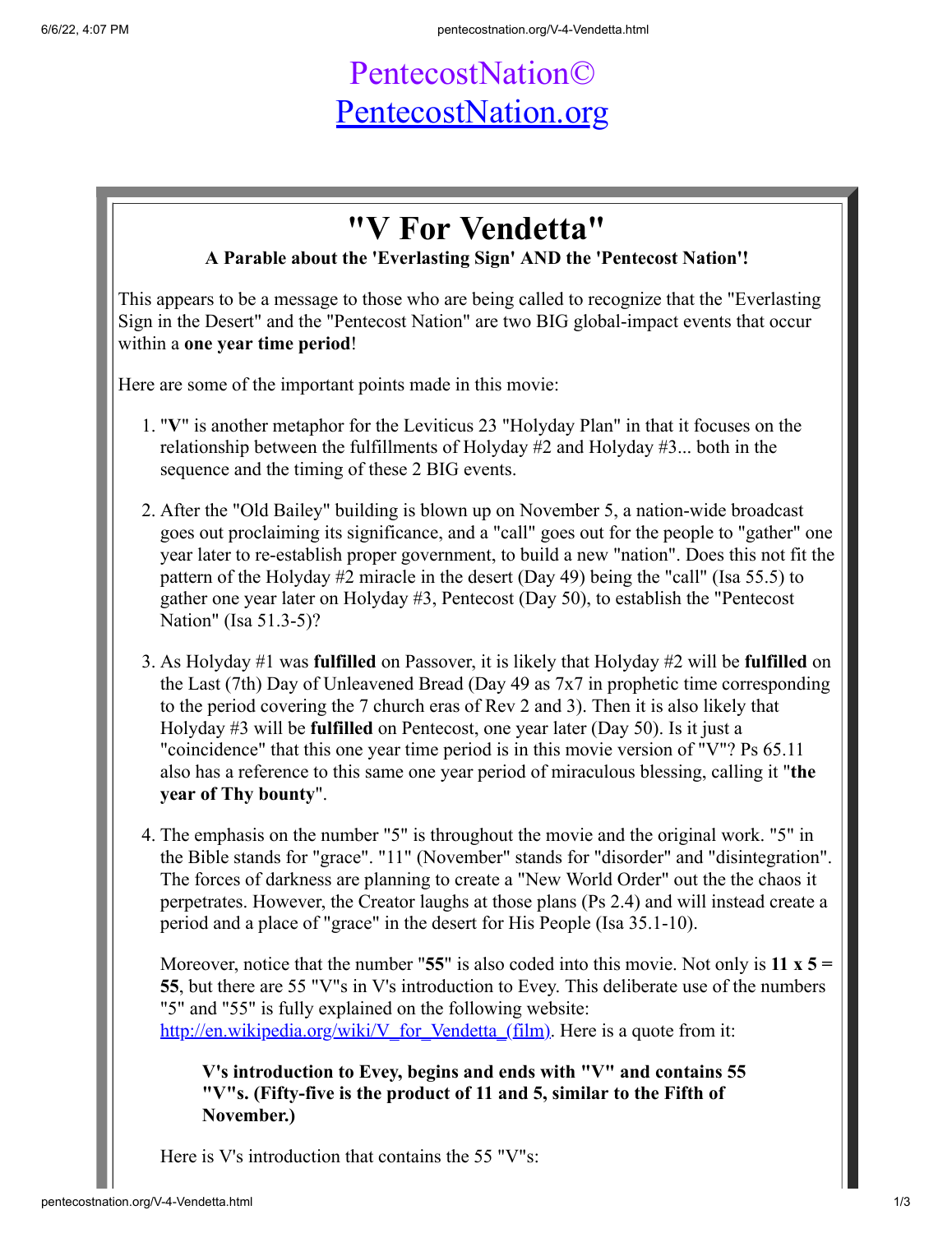PentecostNation©
[PentecostNation.org](PentecostNation.org)

# "V For Vendetta"

**A Parable about the 'Everlasting Sign' AND the 'Pentecost Nation'!**

This appears to be a message to those who are being called to recognize that the "Everlasting Sign in the Desert" and the "Pentecost Nation" are two BIG global-impact events that occur within a **one year time period**!

Here are some of the important points made in this movie:

1. "**V**" is another metaphor for the Leviticus 23 "Holyday Plan" in that it focuses on the relationship between the fulfillments of Holyday #2 and Holyday #3... both in the sequence and the timing of these 2 BIG events.

2. After the "Old Bailey" building is blown up on November 5, a nation-wide broadcast goes out proclaiming its significance, and a "call" goes out for the people to "gather" one year later to re-establish proper government, to build a new "nation". Does this not fit the pattern of the Holyday #2 miracle in the desert (Day 49) being the "call" (Isa 55.5) to gather one year later on Holyday #3, Pentecost (Day 50), to establish the "Pentecost Nation" (Isa 51.3-5)?

3. As Holyday #1 was **fulfilled** on Passover, it is likely that Holyday #2 will be **fulfilled** on the Last (7th) Day of Unleavened Bread (Day 49 as 7x7 in prophetic time corresponding to the period covering the 7 church eras of Rev 2 and 3). Then it is also likely that Holyday #3 will be **fulfilled** on Pentecost, one year later (Day 50). Is it just a "coincidence" that this one year time period is in this movie version of "V"? Ps 65.11 also has a reference to this same one year period of miraculous blessing, calling it "**the year of Thy bounty**".

4. The emphasis on the number "5" is throughout the movie and the original work. "5" in the Bible stands for "grace". "11" (November" stands for "disorder" and "disintegration". The forces of darkness are planning to create a "New World Order" out the the chaos it perpetrates. However, the Creator laughs at those plans (Ps 2.4) and will instead create a period and a place of "grace" in the desert for His People (Isa 35.1-10).

   Moreover, notice that the number "**55**" is also coded into this movie. Not only is **11 x 5 = 55**, but there are 55 "V"s in V's introduction to Evey. This deliberate use of the numbers "5" and "55" is fully explained on the following website: [http://en.wikipedia.org/wiki/V_for_Vendetta_(film)](http://en.wikipedia.org/wiki/V_for_Vendetta_(film)). Here is a quote from it:

   > **V's introduction to Evey, begins and ends with "V" and contains 55 "V"s. (Fifty-five is the product of 11 and 5, similar to the Fifth of November.)**

   Here is V's introduction that contains the 55 "V"s: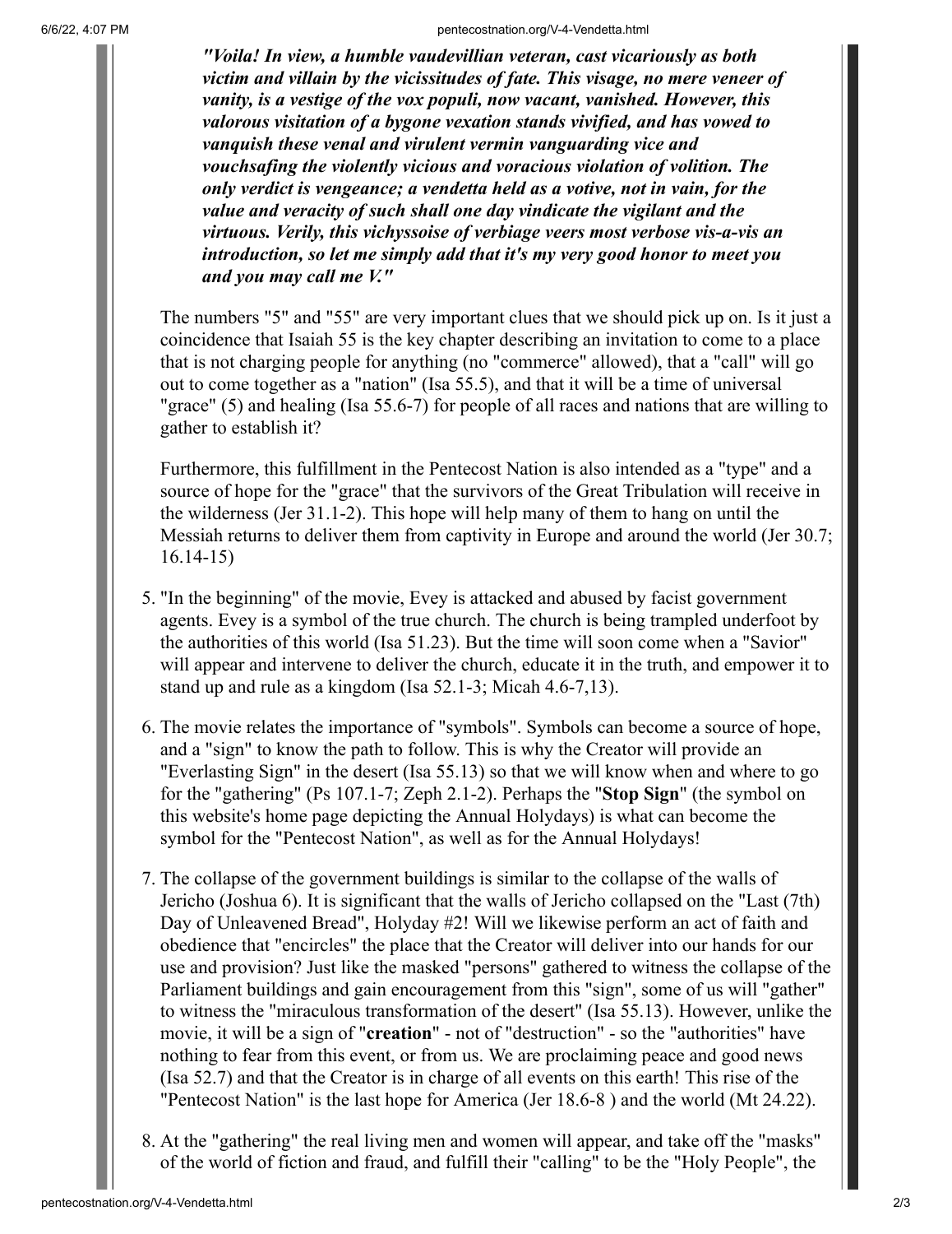*"Voila! In view, a humble vaudevillian veteran, cast vicariously as both victim and villain by the vicissitudes of fate. This visage, no mere veneer of vanity, is a vestige of the vox populi, now vacant, vanished. However, this valorous visitation of a bygone vexation stands vivified, and has vowed to vanquish these venal and virulent vermin vanguarding vice and vouchsafing the violently vicious and voracious violation of volition. The only verdict is vengeance; a vendetta held as a votive, not in vain, for the value and veracity of such shall one day vindicate the vigilant and the virtuous. Verily, this vichyssoise of verbiage veers most verbose vis-a-vis an introduction, so let me simply add that it's my very good honor to meet you and you may call me V."*

The numbers "5" and "55" are very important clues that we should pick up on. Is it just a coincidence that Isaiah 55 is the key chapter describing an invitation to come to a place that is not charging people for anything (no "commerce" allowed), that a "call" will go out to come together as a "nation" (Isa 55.5), and that it will be a time of universal "grace" (5) and healing (Isa 55.6-7) for people of all races and nations that are willing to gather to establish it?

Furthermore, this fulfillment in the Pentecost Nation is also intended as a "type" and a source of hope for the "grace" that the survivors of the Great Tribulation will receive in the wilderness (Jer 31.1-2). This hope will help many of them to hang on until the Messiah returns to deliver them from captivity in Europe and around the world (Jer 30.7; 16.14-15)

5. "In the beginning" of the movie, Evey is attacked and abused by facist government agents. Evey is a symbol of the true church. The church is being trampled underfoot by the authorities of this world (Isa 51.23). But the time will soon come when a "Savior" will appear and intervene to deliver the church, educate it in the truth, and empower it to stand up and rule as a kingdom (Isa 52.1-3; Micah 4.6-7,13).
6. The movie relates the importance of "symbols". Symbols can become a source of hope, and a "sign" to know the path to follow. This is why the Creator will provide an "Everlasting Sign" in the desert (Isa 55.13) so that we will know when and where to go for the "gathering" (Ps 107.1-7; Zeph 2.1-2). Perhaps the "**Stop Sign**" (the symbol on this website's home page depicting the Annual Holydays) is what can become the symbol for the "Pentecost Nation", as well as for the Annual Holydays!
7. The collapse of the government buildings is similar to the collapse of the walls of Jericho (Joshua 6). It is significant that the walls of Jericho collapsed on the "Last (7th) Day of Unleavened Bread", Holyday #2! Will we likewise perform an act of faith and obedience that "encircles" the place that the Creator will deliver into our hands for our use and provision? Just like the masked "persons" gathered to witness the collapse of the Parliament buildings and gain encouragement from this "sign", some of us will "gather" to witness the "miraculous transformation of the desert" (Isa 55.13). However, unlike the movie, it will be a sign of "**creation**" - not of "destruction" - so the "authorities" have nothing to fear from this event, or from us. We are proclaiming peace and good news (Isa 52.7) and that the Creator is in charge of all events on this earth! This rise of the "Pentecost Nation" is the last hope for America (Jer 18.6-8 ) and the world (Mt 24.22).
8. At the "gathering" the real living men and women will appear, and take off the "masks" of the world of fiction and fraud, and fulfill their "calling" to be the "Holy People", the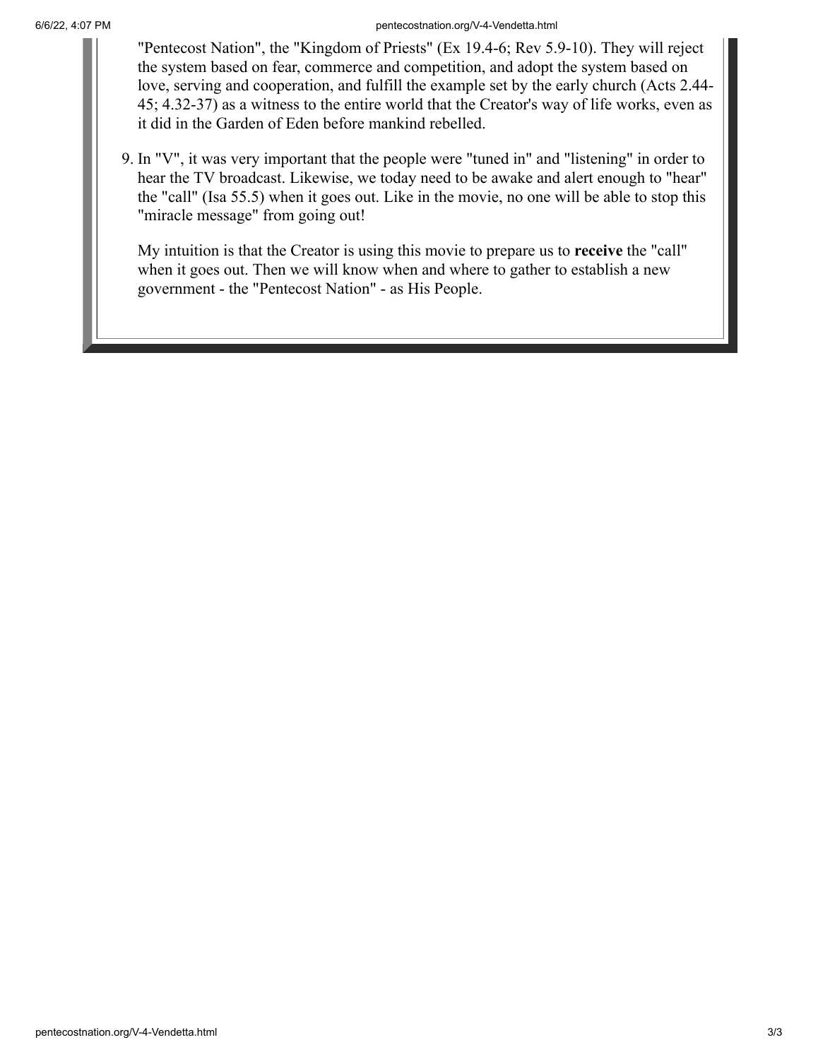"Pentecost Nation", the "Kingdom of Priests" (Ex 19.4-6; Rev 5.9-10). They will reject the system based on fear, commerce and competition, and adopt the system based on love, serving and cooperation, and fulfill the example set by the early church (Acts 2.44-45; 4.32-37) as a witness to the entire world that the Creator's way of life works, even as it did in the Garden of Eden before mankind rebelled.

9. In "V", it was very important that the people were "tuned in" and "listening" in order to hear the TV broadcast. Likewise, we today need to be awake and alert enough to "hear" the "call" (Isa 55.5) when it goes out. Like in the movie, no one will be able to stop this "miracle message" from going out!

   My intuition is that the Creator is using this movie to prepare us to **receive** the "call" when it goes out. Then we will know when and where to gather to establish a new government - the "Pentecost Nation" - as His People.